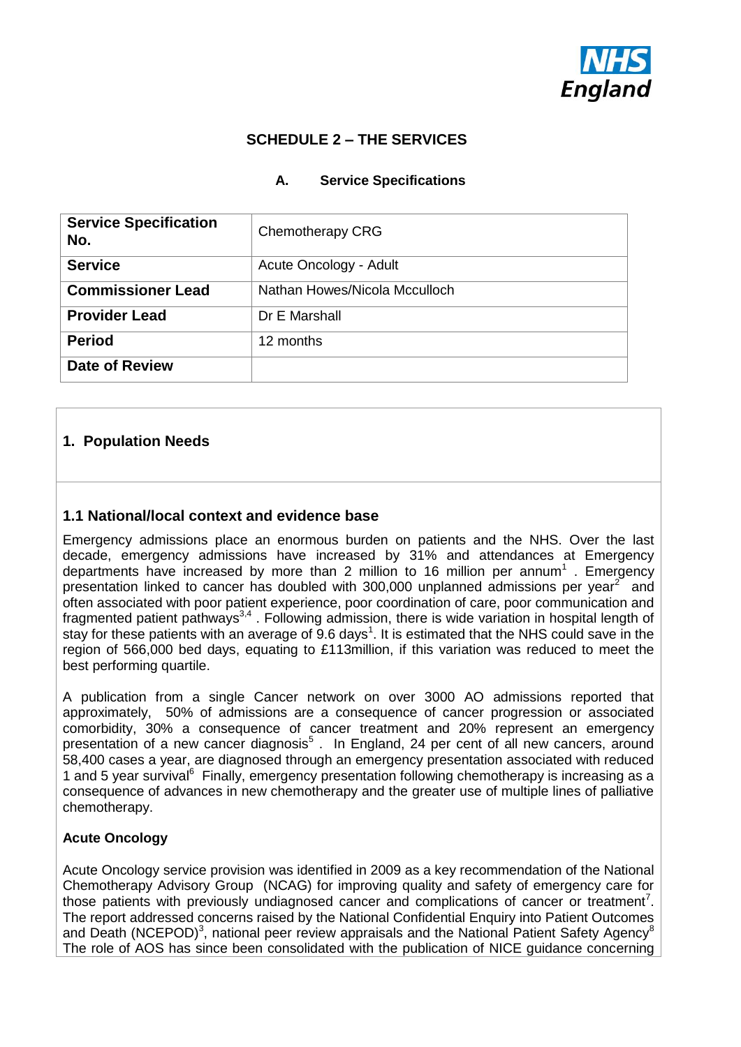## SCHEDULE 2 – THE SERVICES

### A. Service Specifications

| **Service Specification No.** | Chemotherapy CRG |
|---|---|
| **Service** | Acute Oncology - Adult |
| **Commissioner Lead** | Nathan Howes/Nicola Mcculloch |
| **Provider Lead** | Dr E Marshall |
| **Period** | 12 months |
| **Date of Review** | |

## 1. Population Needs

### 1.1 National/local context and evidence base

Emergency admissions place an enormous burden on patients and the NHS. Over the last decade, emergency admissions have increased by 31% and attendances at Emergency departments have increased by more than 2 million to 16 million per annum[1] . Emergency presentation linked to cancer has doubled with 300,000 unplanned admissions per year[2] and often associated with poor patient experience, poor coordination of care, poor communication and fragmented patient pathways[3,4] . Following admission, there is wide variation in hospital length of stay for these patients with an average of 9.6 days[1]. It is estimated that the NHS could save in the region of 566,000 bed days, equating to £113million, if this variation was reduced to meet the best performing quartile.

A publication from a single Cancer network on over 3000 AO admissions reported that approximately, 50% of admissions are a consequence of cancer progression or associated comorbidity, 30% a consequence of cancer treatment and 20% represent an emergency presentation of a new cancer diagnosis[5] . In England, 24 per cent of all new cancers, around 58,400 cases a year, are diagnosed through an emergency presentation associated with reduced 1 and 5 year survival[6] Finally, emergency presentation following chemotherapy is increasing as a consequence of advances in new chemotherapy and the greater use of multiple lines of palliative chemotherapy.

**Acute Oncology**

Acute Oncology service provision was identified in 2009 as a key recommendation of the National Chemotherapy Advisory Group (NCAG) for improving quality and safety of emergency care for those patients with previously undiagnosed cancer and complications of cancer or treatment[7]. The report addressed concerns raised by the National Confidential Enquiry into Patient Outcomes and Death (NCEPOD)[3], national peer review appraisals and the National Patient Safety Agency[8] The role of AOS has since been consolidated with the publication of NICE guidance concerning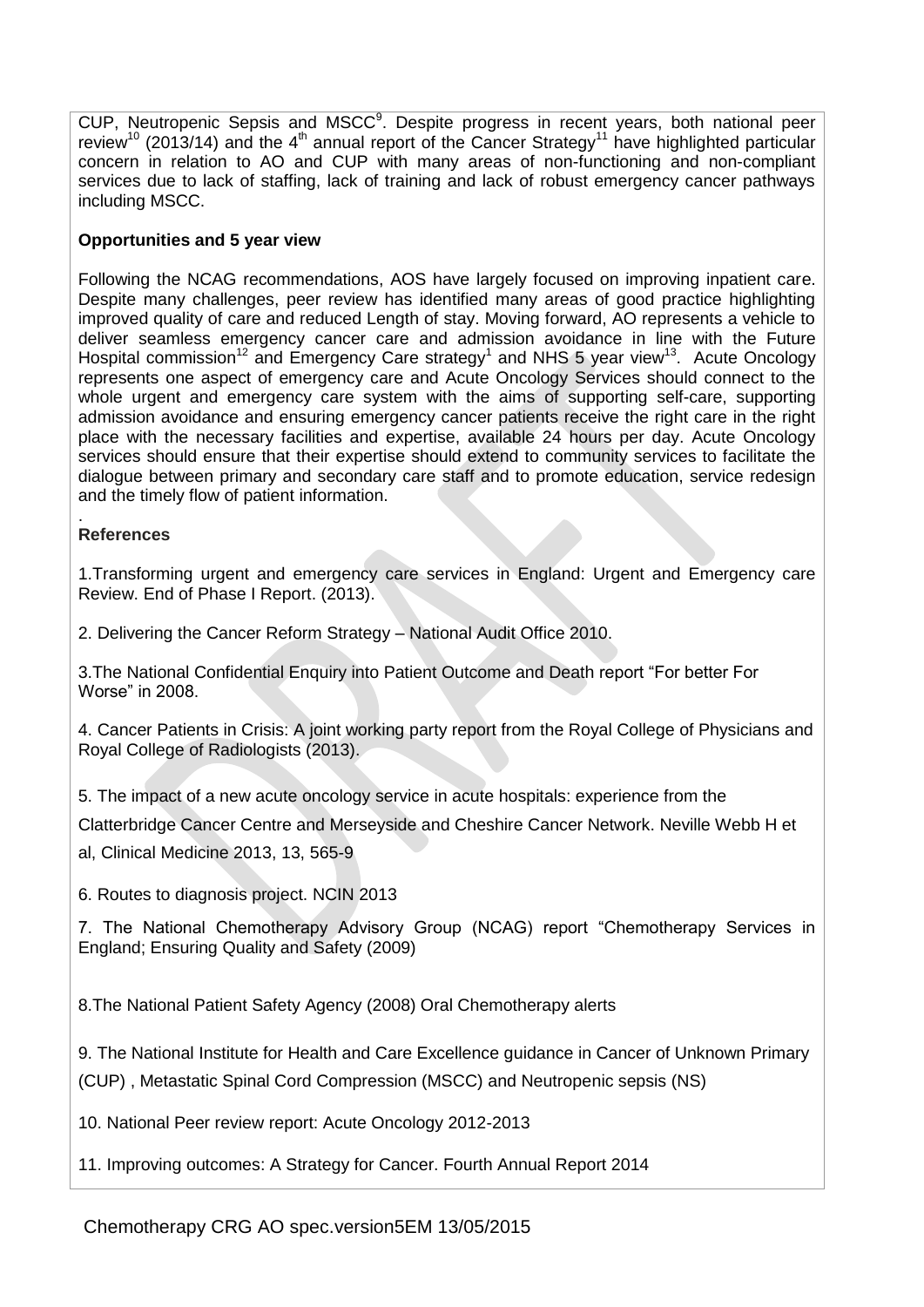CUP, Neutropenic Sepsis and MSCC[9]. Despite progress in recent years, both national peer review[10] (2013/14) and the 4th annual report of the Cancer Strategy[11] have highlighted particular concern in relation to AO and CUP with many areas of non-functioning and non-compliant services due to lack of staffing, lack of training and lack of robust emergency cancer pathways including MSCC.

**Opportunities and 5 year view**

Following the NCAG recommendations, AOS have largely focused on improving inpatient care. Despite many challenges, peer review has identified many areas of good practice highlighting improved quality of care and reduced Length of stay. Moving forward, AO represents a vehicle to deliver seamless emergency cancer care and admission avoidance in line with the Future Hospital commission[12] and Emergency Care strategy[1] and NHS 5 year view[13]. Acute Oncology represents one aspect of emergency care and Acute Oncology Services should connect to the whole urgent and emergency care system with the aims of supporting self-care, supporting admission avoidance and ensuring emergency cancer patients receive the right care in the right place with the necessary facilities and expertise, available 24 hours per day. Acute Oncology services should ensure that their expertise should extend to community services to facilitate the dialogue between primary and secondary care staff and to promote education, service redesign and the timely flow of patient information.

.

**References**

1.Transforming urgent and emergency care services in England: Urgent and Emergency care Review. End of Phase I Report. (2013).

2. Delivering the Cancer Reform Strategy – National Audit Office 2010.

3.The National Confidential Enquiry into Patient Outcome and Death report "For better For Worse" in 2008.

4. Cancer Patients in Crisis: A joint working party report from the Royal College of Physicians and Royal College of Radiologists (2013).

5. The impact of a new acute oncology service in acute hospitals: experience from the Clatterbridge Cancer Centre and Merseyside and Cheshire Cancer Network. Neville Webb H et al, Clinical Medicine 2013, 13, 565-9

6. Routes to diagnosis project. NCIN 2013

7. The National Chemotherapy Advisory Group (NCAG) report "Chemotherapy Services in England; Ensuring Quality and Safety (2009)

8.The National Patient Safety Agency (2008) Oral Chemotherapy alerts

9. The National Institute for Health and Care Excellence guidance in Cancer of Unknown Primary (CUP) , Metastatic Spinal Cord Compression (MSCC) and Neutropenic sepsis (NS)

10. National Peer review report: Acute Oncology 2012-2013

11. Improving outcomes: A Strategy for Cancer. Fourth Annual Report 2014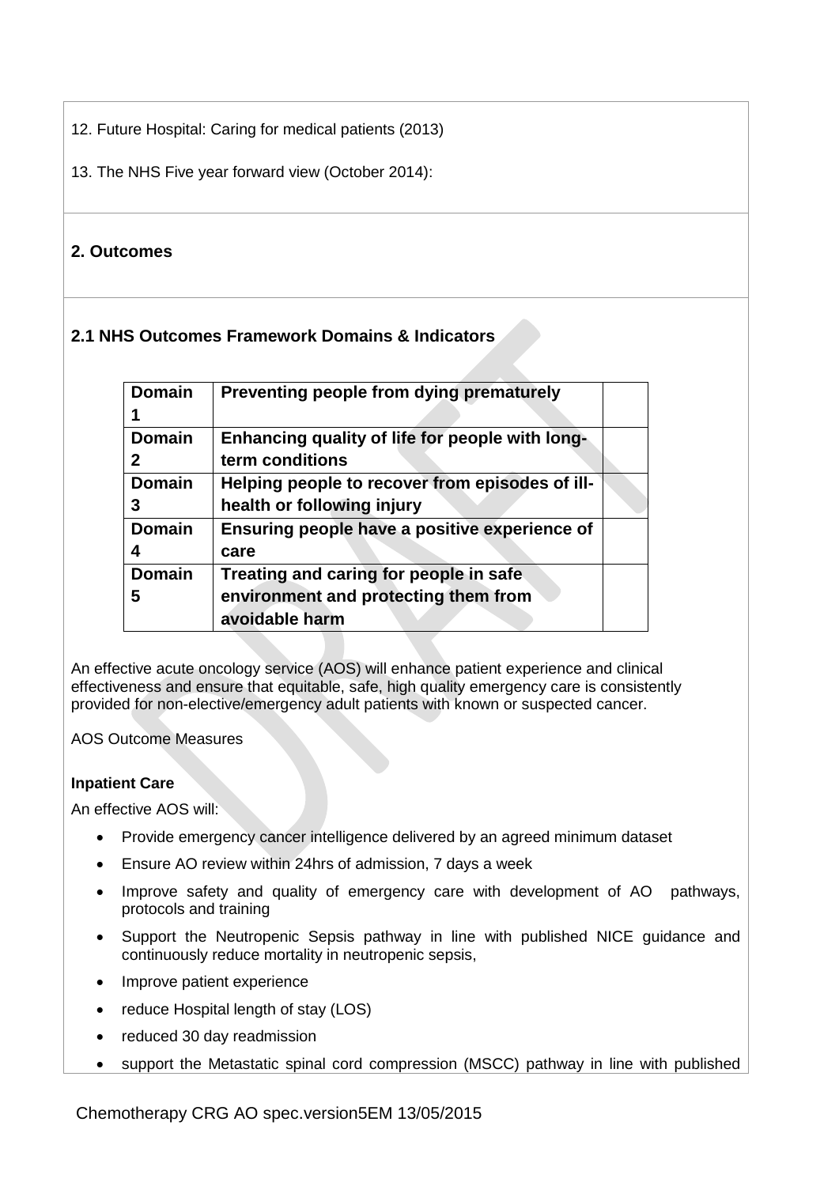12. Future Hospital: Caring for medical patients (2013)

13. The NHS Five year forward view (October 2014):

## 2. Outcomes

### 2.1 NHS Outcomes Framework Domains & Indicators

| Domain 1 | Preventing people from dying prematurely | |
|---|---|---|
| Domain 2 | Enhancing quality of life for people with long-term conditions | |
| Domain 3 | Helping people to recover from episodes of ill-health or following injury | |
| Domain 4 | Ensuring people have a positive experience of care | |
| Domain 5 | Treating and caring for people in safe environment and protecting them from avoidable harm | |

An effective acute oncology service (AOS) will enhance patient experience and clinical effectiveness and ensure that equitable, safe, high quality emergency care is consistently provided for non-elective/emergency adult patients with known or suspected cancer.

AOS Outcome Measures

**Inpatient Care**

An effective AOS will:

- Provide emergency cancer intelligence delivered by an agreed minimum dataset
- Ensure AO review within 24hrs of admission, 7 days a week
- Improve safety and quality of emergency care with development of AO pathways, protocols and training
- Support the Neutropenic Sepsis pathway in line with published NICE guidance and continuously reduce mortality in neutropenic sepsis,
- Improve patient experience
- reduce Hospital length of stay (LOS)
- reduced 30 day readmission
- support the Metastatic spinal cord compression (MSCC) pathway in line with published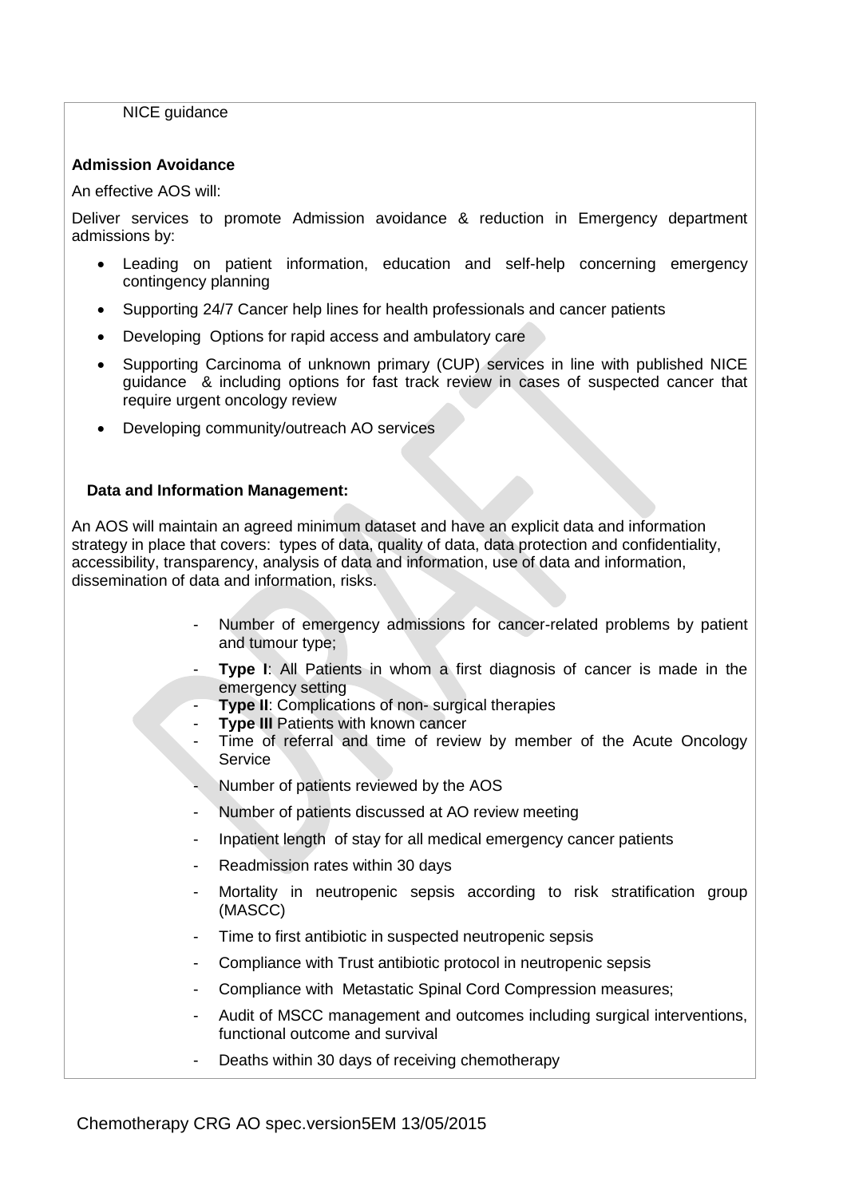NICE guidance

**Admission Avoidance**

An effective AOS will:

Deliver services to promote Admission avoidance & reduction in Emergency department admissions by:

- Leading on patient information, education and self-help concerning emergency contingency planning
- Supporting 24/7 Cancer help lines for health professionals and cancer patients
- Developing Options for rapid access and ambulatory care
- Supporting Carcinoma of unknown primary (CUP) services in line with published NICE guidance & including options for fast track review in cases of suspected cancer that require urgent oncology review
- Developing community/outreach AO services

**Data and Information Management:**

An AOS will maintain an agreed minimum dataset and have an explicit data and information strategy in place that covers: types of data, quality of data, data protection and confidentiality, accessibility, transparency, analysis of data and information, use of data and information, dissemination of data and information, risks.

- Number of emergency admissions for cancer-related problems by patient and tumour type;
- **Type I**: All Patients in whom a first diagnosis of cancer is made in the emergency setting
- **Type II**: Complications of non- surgical therapies
- **Type III** Patients with known cancer
- Time of referral and time of review by member of the Acute Oncology Service
- Number of patients reviewed by the AOS
- Number of patients discussed at AO review meeting
- Inpatient length of stay for all medical emergency cancer patients
- Readmission rates within 30 days
- Mortality in neutropenic sepsis according to risk stratification group (MASCC)
- Time to first antibiotic in suspected neutropenic sepsis
- Compliance with Trust antibiotic protocol in neutropenic sepsis
- Compliance with Metastatic Spinal Cord Compression measures;
- Audit of MSCC management and outcomes including surgical interventions, functional outcome and survival
- Deaths within 30 days of receiving chemotherapy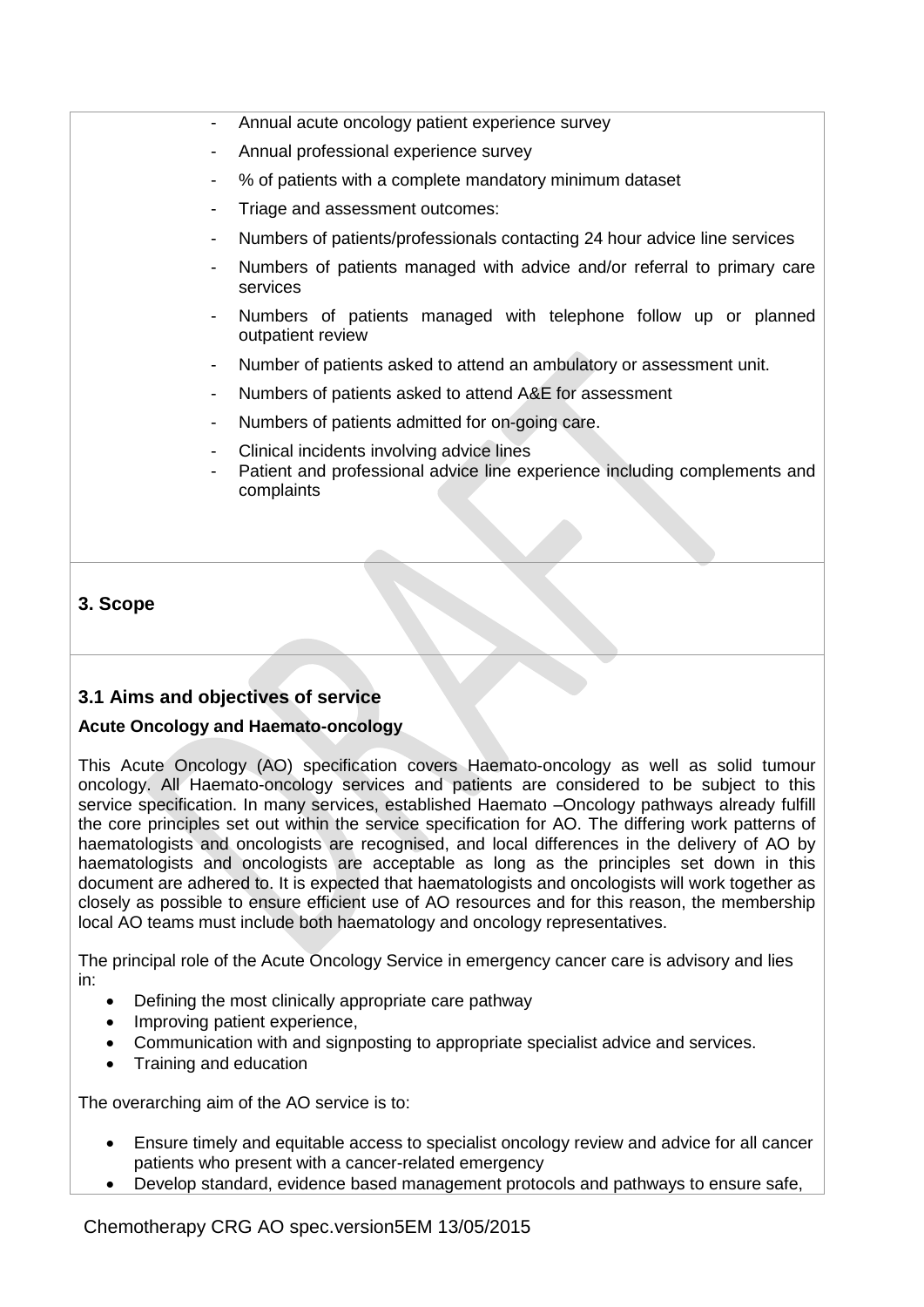- Annual acute oncology patient experience survey
- Annual professional experience survey
- % of patients with a complete mandatory minimum dataset
- Triage and assessment outcomes:
- Numbers of patients/professionals contacting 24 hour advice line services
- Numbers of patients managed with advice and/or referral to primary care services
- Numbers of patients managed with telephone follow up or planned outpatient review
- Number of patients asked to attend an ambulatory or assessment unit.
- Numbers of patients asked to attend A&E for assessment
- Numbers of patients admitted for on-going care.
- Clinical incidents involving advice lines
- Patient and professional advice line experience including complements and complaints

## 3. Scope

### 3.1 Aims and objectives of service

**Acute Oncology and Haemato-oncology**

This Acute Oncology (AO) specification covers Haemato-oncology as well as solid tumour oncology. All Haemato-oncology services and patients are considered to be subject to this service specification. In many services, established Haemato –Oncology pathways already fulfill the core principles set out within the service specification for AO. The differing work patterns of haematologists and oncologists are recognised, and local differences in the delivery of AO by haematologists and oncologists are acceptable as long as the principles set down in this document are adhered to. It is expected that haematologists and oncologists will work together as closely as possible to ensure efficient use of AO resources and for this reason, the membership local AO teams must include both haematology and oncology representatives.

The principal role of the Acute Oncology Service in emergency cancer care is advisory and lies in:

- Defining the most clinically appropriate care pathway
- Improving patient experience,
- Communication with and signposting to appropriate specialist advice and services.
- Training and education

The overarching aim of the AO service is to:

- Ensure timely and equitable access to specialist oncology review and advice for all cancer patients who present with a cancer-related emergency
- Develop standard, evidence based management protocols and pathways to ensure safe,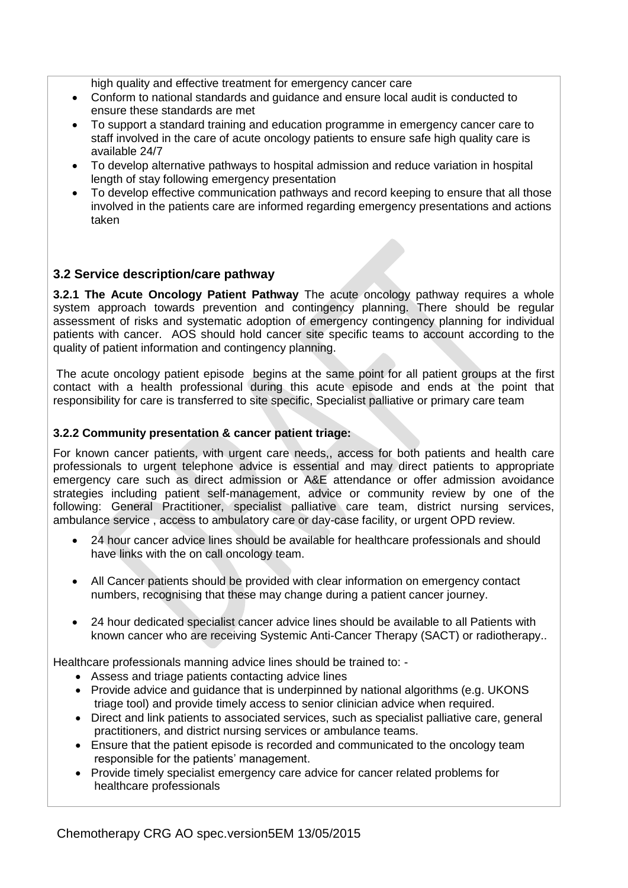high quality and effective treatment for emergency cancer care

- Conform to national standards and guidance and ensure local audit is conducted to ensure these standards are met
- To support a standard training and education programme in emergency cancer care to staff involved in the care of acute oncology patients to ensure safe high quality care is available 24/7
- To develop alternative pathways to hospital admission and reduce variation in hospital length of stay following emergency presentation
- To develop effective communication pathways and record keeping to ensure that all those involved in the patients care are informed regarding emergency presentations and actions taken

### 3.2 Service description/care pathway

**3.2.1 The Acute Oncology Patient Pathway** The acute oncology pathway requires a whole system approach towards prevention and contingency planning. There should be regular assessment of risks and systematic adoption of emergency contingency planning for individual patients with cancer. AOS should hold cancer site specific teams to account according to the quality of patient information and contingency planning.

The acute oncology patient episode begins at the same point for all patient groups at the first contact with a health professional during this acute episode and ends at the point that responsibility for care is transferred to site specific, Specialist palliative or primary care team

**3.2.2 Community presentation & cancer patient triage:**

For known cancer patients, with urgent care needs,, access for both patients and health care professionals to urgent telephone advice is essential and may direct patients to appropriate emergency care such as direct admission or A&E attendance or offer admission avoidance strategies including patient self-management, advice or community review by one of the following: General Practitioner, specialist palliative care team, district nursing services, ambulance service , access to ambulatory care or day-case facility, or urgent OPD review.

- 24 hour cancer advice lines should be available for healthcare professionals and should have links with the on call oncology team.
- All Cancer patients should be provided with clear information on emergency contact numbers, recognising that these may change during a patient cancer journey.
- 24 hour dedicated specialist cancer advice lines should be available to all Patients with known cancer who are receiving Systemic Anti-Cancer Therapy (SACT) or radiotherapy..

Healthcare professionals manning advice lines should be trained to: -

- Assess and triage patients contacting advice lines
- Provide advice and guidance that is underpinned by national algorithms (e.g. UKONS triage tool) and provide timely access to senior clinician advice when required.
- Direct and link patients to associated services, such as specialist palliative care, general practitioners, and district nursing services or ambulance teams.
- Ensure that the patient episode is recorded and communicated to the oncology team responsible for the patients' management.
- Provide timely specialist emergency care advice for cancer related problems for healthcare professionals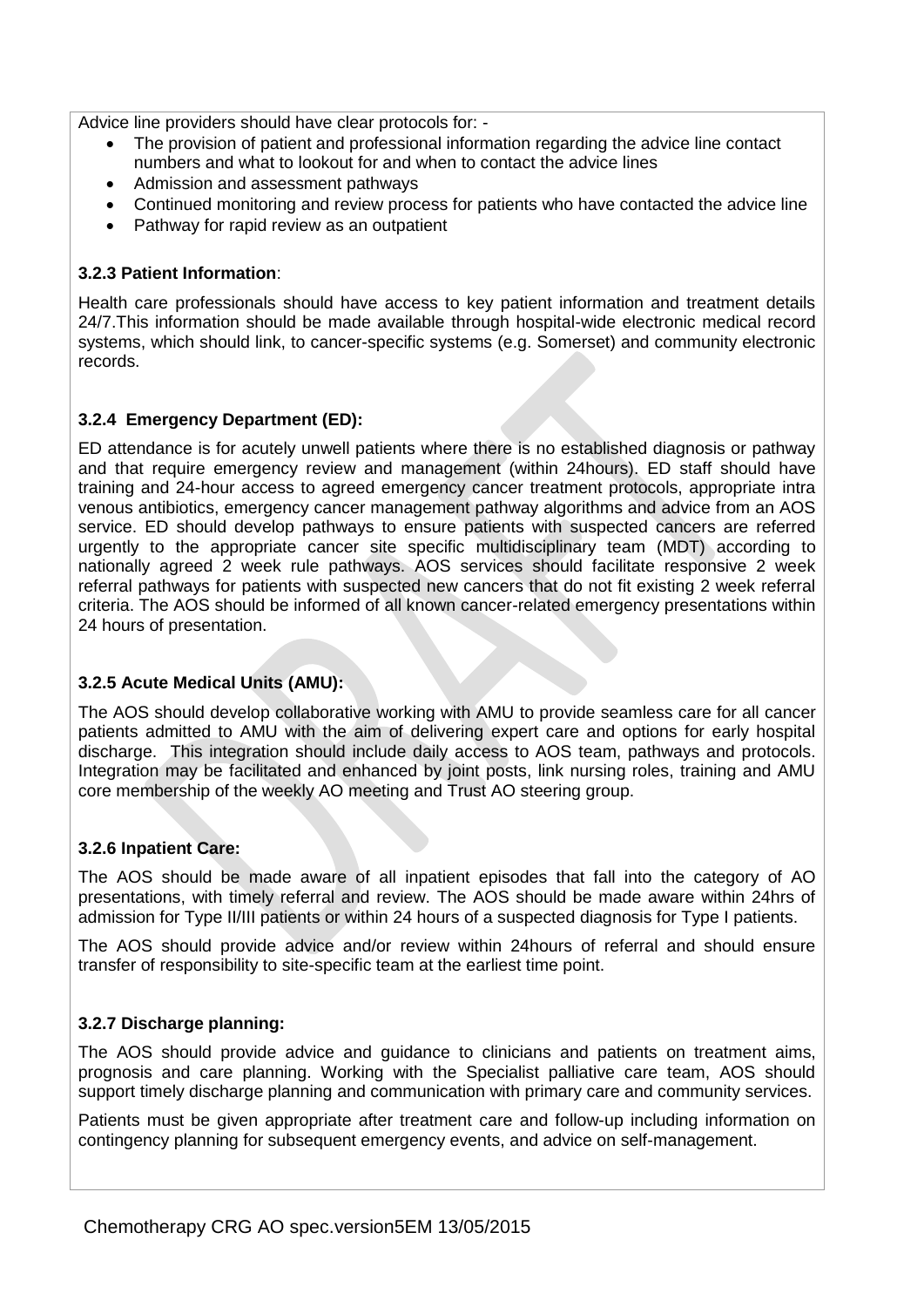Advice line providers should have clear protocols for: -

- The provision of patient and professional information regarding the advice line contact numbers and what to lookout for and when to contact the advice lines
- Admission and assessment pathways
- Continued monitoring and review process for patients who have contacted the advice line
- Pathway for rapid review as an outpatient

**3.2.3 Patient Information**:

Health care professionals should have access to key patient information and treatment details 24/7.This information should be made available through hospital-wide electronic medical record systems, which should link, to cancer-specific systems (e.g. Somerset) and community electronic records.

**3.2.4 Emergency Department (ED):**

ED attendance is for acutely unwell patients where there is no established diagnosis or pathway and that require emergency review and management (within 24hours). ED staff should have training and 24-hour access to agreed emergency cancer treatment protocols, appropriate intra venous antibiotics, emergency cancer management pathway algorithms and advice from an AOS service. ED should develop pathways to ensure patients with suspected cancers are referred urgently to the appropriate cancer site specific multidisciplinary team (MDT) according to nationally agreed 2 week rule pathways. AOS services should facilitate responsive 2 week referral pathways for patients with suspected new cancers that do not fit existing 2 week referral criteria. The AOS should be informed of all known cancer-related emergency presentations within 24 hours of presentation.

**3.2.5 Acute Medical Units (AMU):**

The AOS should develop collaborative working with AMU to provide seamless care for all cancer patients admitted to AMU with the aim of delivering expert care and options for early hospital discharge. This integration should include daily access to AOS team, pathways and protocols. Integration may be facilitated and enhanced by joint posts, link nursing roles, training and AMU core membership of the weekly AO meeting and Trust AO steering group.

**3.2.6 Inpatient Care:**

The AOS should be made aware of all inpatient episodes that fall into the category of AO presentations, with timely referral and review. The AOS should be made aware within 24hrs of admission for Type II/III patients or within 24 hours of a suspected diagnosis for Type I patients.

The AOS should provide advice and/or review within 24hours of referral and should ensure transfer of responsibility to site-specific team at the earliest time point.

**3.2.7 Discharge planning:**

The AOS should provide advice and guidance to clinicians and patients on treatment aims, prognosis and care planning. Working with the Specialist palliative care team, AOS should support timely discharge planning and communication with primary care and community services.

Patients must be given appropriate after treatment care and follow-up including information on contingency planning for subsequent emergency events, and advice on self-management.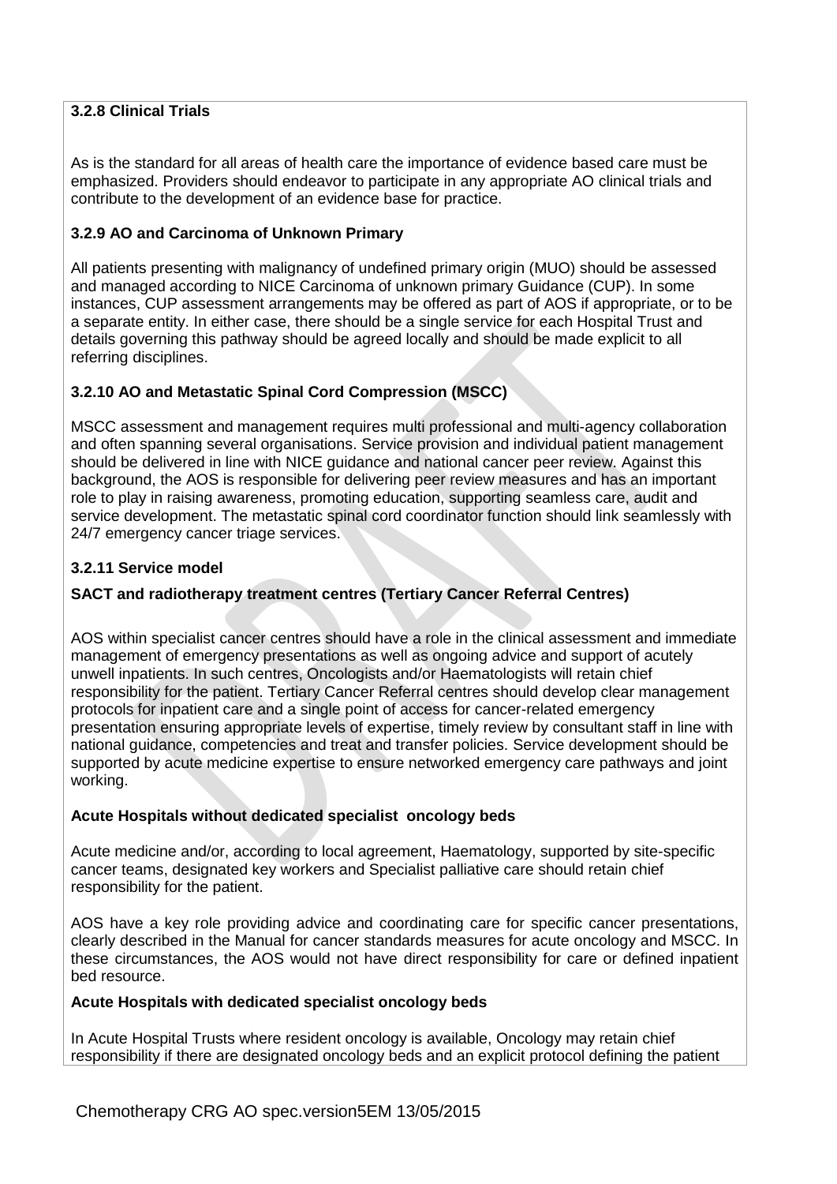### 3.2.8 Clinical Trials

As is the standard for all areas of health care the importance of evidence based care must be emphasized. Providers should endeavor to participate in any appropriate AO clinical trials and contribute to the development of an evidence base for practice.

### 3.2.9 AO and Carcinoma of Unknown Primary

All patients presenting with malignancy of undefined primary origin (MUO) should be assessed and managed according to NICE Carcinoma of unknown primary Guidance (CUP). In some instances, CUP assessment arrangements may be offered as part of AOS if appropriate, or to be a separate entity. In either case, there should be a single service for each Hospital Trust and details governing this pathway should be agreed locally and should be made explicit to all referring disciplines.

### 3.2.10 AO and Metastatic Spinal Cord Compression (MSCC)

MSCC assessment and management requires multi professional and multi-agency collaboration and often spanning several organisations. Service provision and individual patient management should be delivered in line with NICE guidance and national cancer peer review. Against this background, the AOS is responsible for delivering peer review measures and has an important role to play in raising awareness, promoting education, supporting seamless care, audit and service development. The metastatic spinal cord coordinator function should link seamlessly with 24/7 emergency cancer triage services.

### 3.2.11 Service model

**SACT and radiotherapy treatment centres (Tertiary Cancer Referral Centres)**

AOS within specialist cancer centres should have a role in the clinical assessment and immediate management of emergency presentations as well as ongoing advice and support of acutely unwell inpatients. In such centres, Oncologists and/or Haematologists will retain chief responsibility for the patient. Tertiary Cancer Referral centres should develop clear management protocols for inpatient care and a single point of access for cancer-related emergency presentation ensuring appropriate levels of expertise, timely review by consultant staff in line with national guidance, competencies and treat and transfer policies. Service development should be supported by acute medicine expertise to ensure networked emergency care pathways and joint working.

**Acute Hospitals without dedicated specialist oncology beds**

Acute medicine and/or, according to local agreement, Haematology, supported by site-specific cancer teams, designated key workers and Specialist palliative care should retain chief responsibility for the patient.

AOS have a key role providing advice and coordinating care for specific cancer presentations, clearly described in the Manual for cancer standards measures for acute oncology and MSCC. In these circumstances, the AOS would not have direct responsibility for care or defined inpatient bed resource.

**Acute Hospitals with dedicated specialist oncology beds**

In Acute Hospital Trusts where resident oncology is available, Oncology may retain chief responsibility if there are designated oncology beds and an explicit protocol defining the patient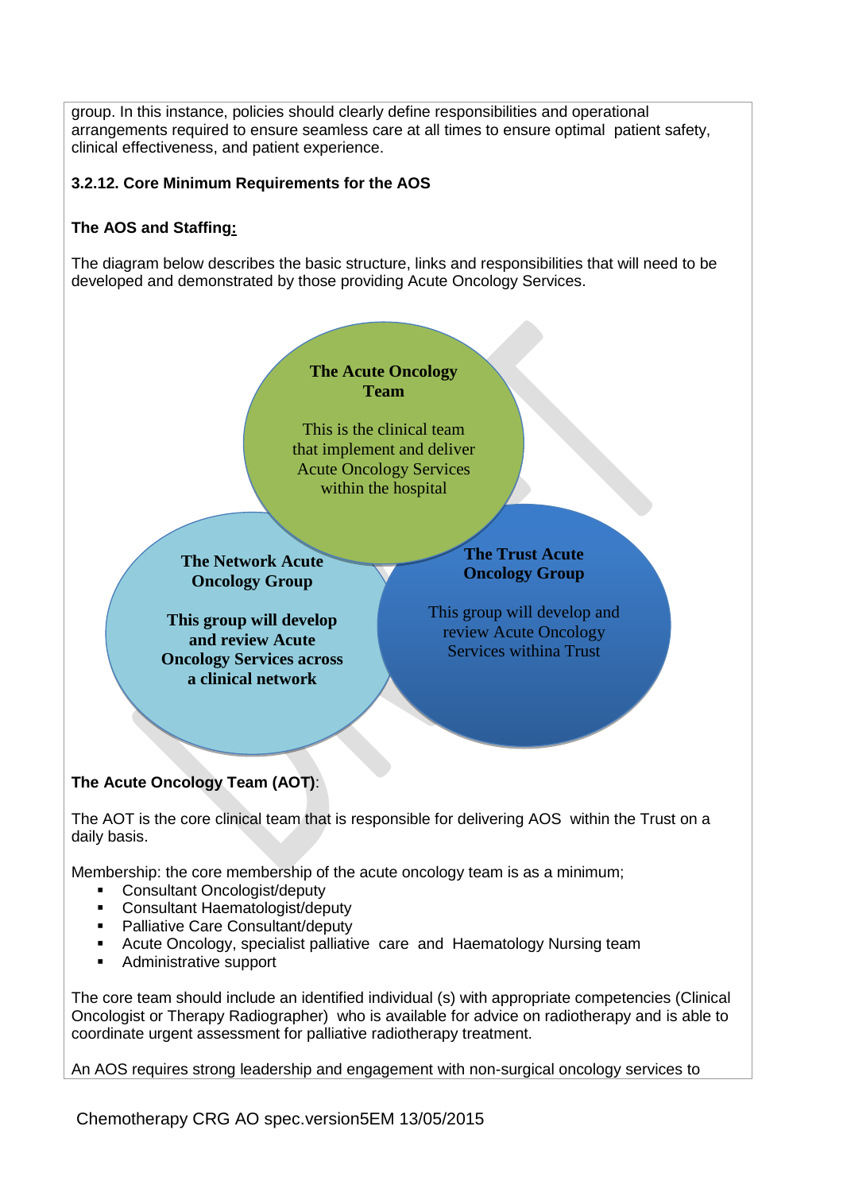group. In this instance, policies should clearly define responsibilities and operational arrangements required to ensure seamless care at all times to ensure optimal patient safety, clinical effectiveness, and patient experience.

**3.2.12. Core Minimum Requirements for the AOS**

**The AOS and Staffing:**

The diagram below describes the basic structure, links and responsibilities that will need to be developed and demonstrated by those providing Acute Oncology Services.

**The Acute Oncology Team**

This is the clinical team that implement and deliver Acute Oncology Services within the hospital

**The Network Acute Oncology Group**

**This group will develop and review Acute Oncology Services across a clinical network**

**The Trust Acute Oncology Group**

This group will develop and review Acute Oncology Services withina Trust

**The Acute Oncology Team (AOT)**:

The AOT is the core clinical team that is responsible for delivering AOS within the Trust on a daily basis.

Membership: the core membership of the acute oncology team is as a minimum;

- Consultant Oncologist/deputy
- Consultant Haematologist/deputy
- Palliative Care Consultant/deputy
- Acute Oncology, specialist palliative care and Haematology Nursing team
- Administrative support

The core team should include an identified individual (s) with appropriate competencies (Clinical Oncologist or Therapy Radiographer) who is available for advice on radiotherapy and is able to coordinate urgent assessment for palliative radiotherapy treatment.

An AOS requires strong leadership and engagement with non-surgical oncology services to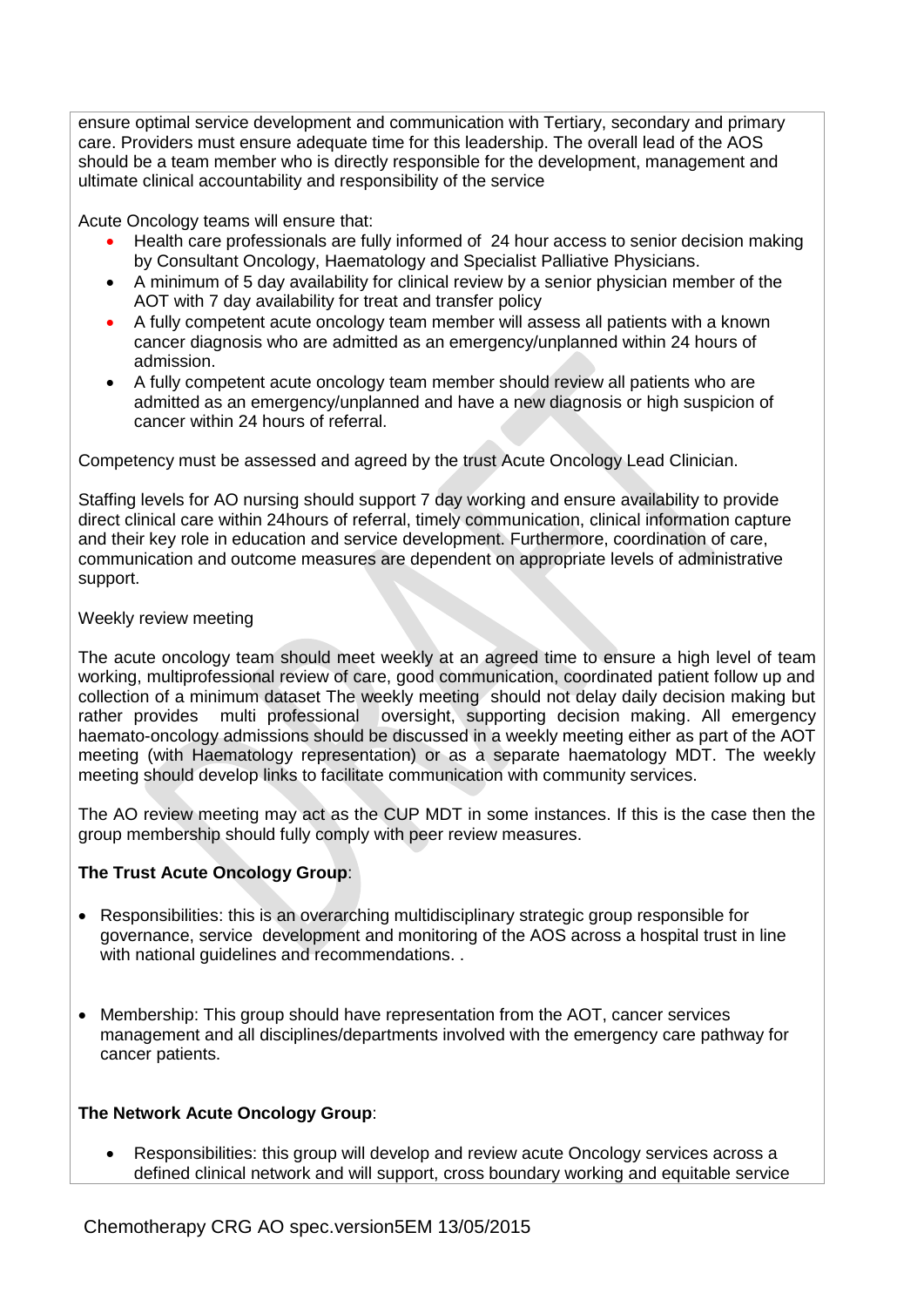ensure optimal service development and communication with Tertiary, secondary and primary care. Providers must ensure adequate time for this leadership. The overall lead of the AOS should be a team member who is directly responsible for the development, management and ultimate clinical accountability and responsibility of the service

Acute Oncology teams will ensure that:

- Health care professionals are fully informed of 24 hour access to senior decision making by Consultant Oncology, Haematology and Specialist Palliative Physicians.
- A minimum of 5 day availability for clinical review by a senior physician member of the AOT with 7 day availability for treat and transfer policy
- A fully competent acute oncology team member will assess all patients with a known cancer diagnosis who are admitted as an emergency/unplanned within 24 hours of admission.
- A fully competent acute oncology team member should review all patients who are admitted as an emergency/unplanned and have a new diagnosis or high suspicion of cancer within 24 hours of referral.

Competency must be assessed and agreed by the trust Acute Oncology Lead Clinician.

Staffing levels for AO nursing should support 7 day working and ensure availability to provide direct clinical care within 24hours of referral, timely communication, clinical information capture and their key role in education and service development. Furthermore, coordination of care, communication and outcome measures are dependent on appropriate levels of administrative support.

Weekly review meeting

The acute oncology team should meet weekly at an agreed time to ensure a high level of team working, multiprofessional review of care, good communication, coordinated patient follow up and collection of a minimum dataset The weekly meeting should not delay daily decision making but rather provides multi professional oversight, supporting decision making. All emergency haemato-oncology admissions should be discussed in a weekly meeting either as part of the AOT meeting (with Haematology representation) or as a separate haematology MDT. The weekly meeting should develop links to facilitate communication with community services.

The AO review meeting may act as the CUP MDT in some instances. If this is the case then the group membership should fully comply with peer review measures.

**The Trust Acute Oncology Group**:

- Responsibilities: this is an overarching multidisciplinary strategic group responsible for governance, service development and monitoring of the AOS across a hospital trust in line with national guidelines and recommendations. .

- Membership: This group should have representation from the AOT, cancer services management and all disciplines/departments involved with the emergency care pathway for cancer patients.

**The Network Acute Oncology Group**:

- Responsibilities: this group will develop and review acute Oncology services across a defined clinical network and will support, cross boundary working and equitable service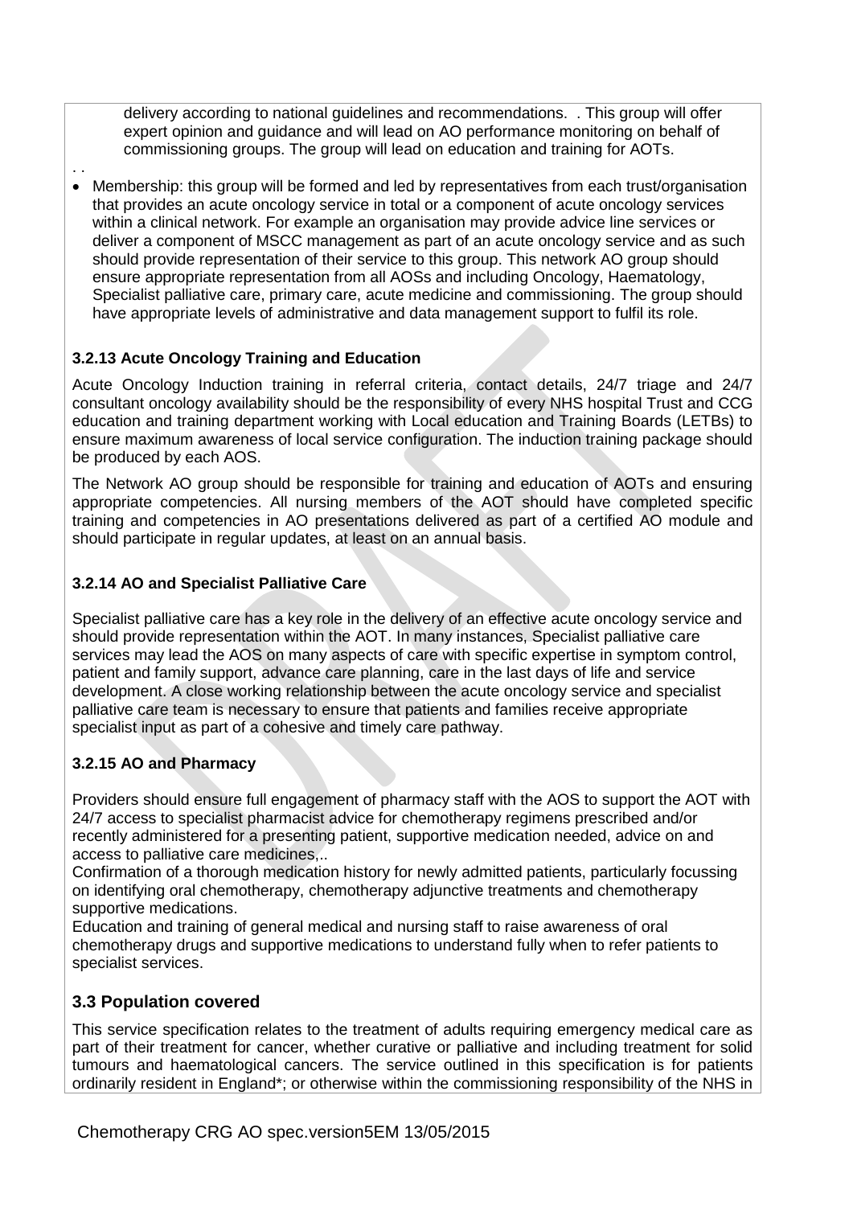delivery according to national guidelines and recommendations. . This group will offer expert opinion and guidance and will lead on AO performance monitoring on behalf of commissioning groups. The group will lead on education and training for AOTs.

. .

- Membership: this group will be formed and led by representatives from each trust/organisation that provides an acute oncology service in total or a component of acute oncology services within a clinical network. For example an organisation may provide advice line services or deliver a component of MSCC management as part of an acute oncology service and as such should provide representation of their service to this group. This network AO group should ensure appropriate representation from all AOSs and including Oncology, Haematology, Specialist palliative care, primary care, acute medicine and commissioning. The group should have appropriate levels of administrative and data management support to fulfil its role.

### 3.2.13 Acute Oncology Training and Education

Acute Oncology Induction training in referral criteria, contact details, 24/7 triage and 24/7 consultant oncology availability should be the responsibility of every NHS hospital Trust and CCG education and training department working with Local education and Training Boards (LETBs) to ensure maximum awareness of local service configuration. The induction training package should be produced by each AOS.

The Network AO group should be responsible for training and education of AOTs and ensuring appropriate competencies. All nursing members of the AOT should have completed specific training and competencies in AO presentations delivered as part of a certified AO module and should participate in regular updates, at least on an annual basis.

### 3.2.14 AO and Specialist Palliative Care

Specialist palliative care has a key role in the delivery of an effective acute oncology service and should provide representation within the AOT. In many instances, Specialist palliative care services may lead the AOS on many aspects of care with specific expertise in symptom control, patient and family support, advance care planning, care in the last days of life and service development. A close working relationship between the acute oncology service and specialist palliative care team is necessary to ensure that patients and families receive appropriate specialist input as part of a cohesive and timely care pathway.

### 3.2.15 AO and Pharmacy

Providers should ensure full engagement of pharmacy staff with the AOS to support the AOT with 24/7 access to specialist pharmacist advice for chemotherapy regimens prescribed and/or recently administered for a presenting patient, supportive medication needed, advice on and access to palliative care medicines,..

Confirmation of a thorough medication history for newly admitted patients, particularly focussing on identifying oral chemotherapy, chemotherapy adjunctive treatments and chemotherapy supportive medications.

Education and training of general medical and nursing staff to raise awareness of oral chemotherapy drugs and supportive medications to understand fully when to refer patients to specialist services.

## 3.3 Population covered

This service specification relates to the treatment of adults requiring emergency medical care as part of their treatment for cancer, whether curative or palliative and including treatment for solid tumours and haematological cancers. The service outlined in this specification is for patients ordinarily resident in England*; or otherwise within the commissioning responsibility of the NHS in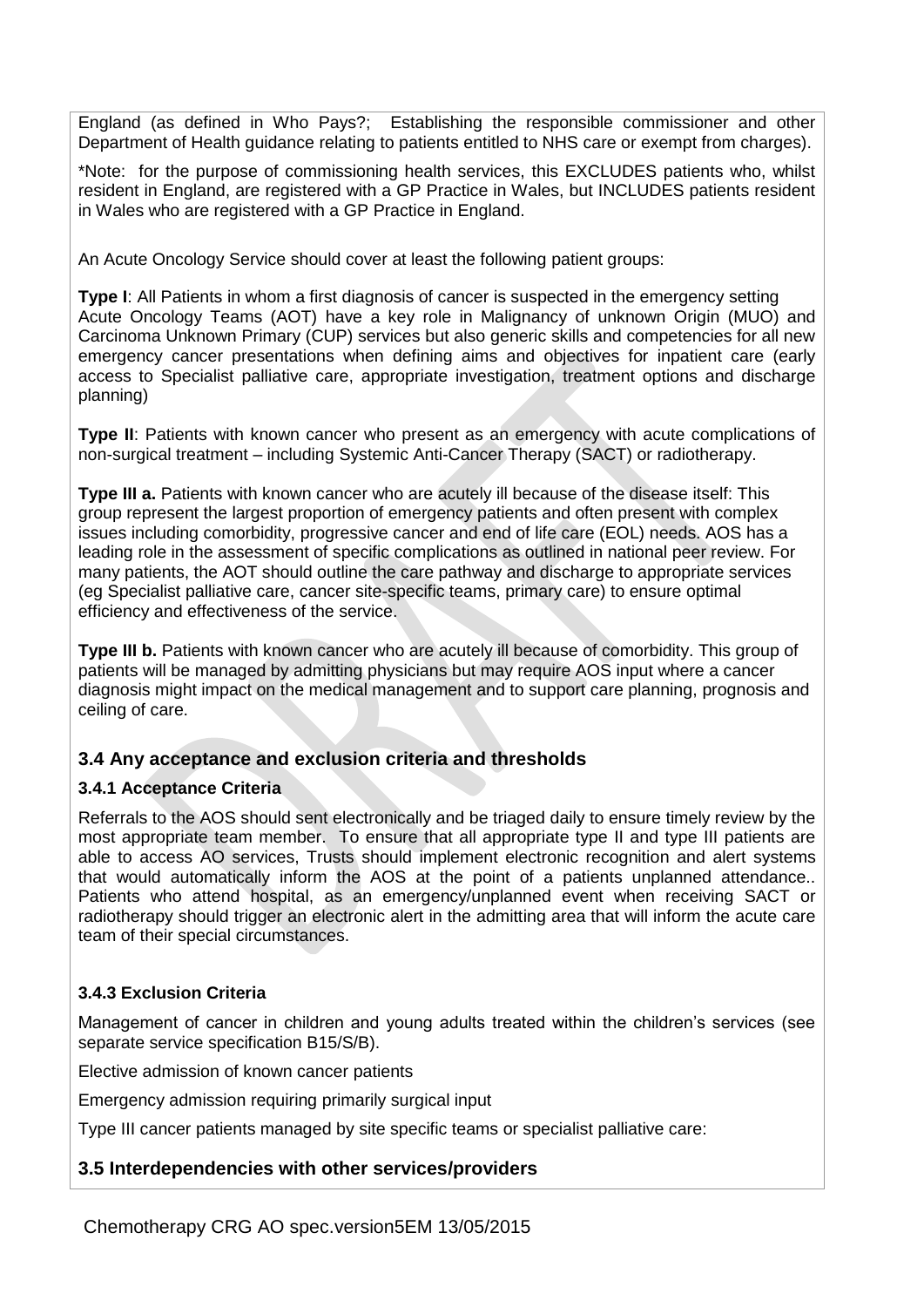England (as defined in Who Pays?; Establishing the responsible commissioner and other Department of Health guidance relating to patients entitled to NHS care or exempt from charges).

*Note: for the purpose of commissioning health services, this EXCLUDES patients who, whilst resident in England, are registered with a GP Practice in Wales, but INCLUDES patients resident in Wales who are registered with a GP Practice in England.

An Acute Oncology Service should cover at least the following patient groups:

**Type I**: All Patients in whom a first diagnosis of cancer is suspected in the emergency setting Acute Oncology Teams (AOT) have a key role in Malignancy of unknown Origin (MUO) and Carcinoma Unknown Primary (CUP) services but also generic skills and competencies for all new emergency cancer presentations when defining aims and objectives for inpatient care (early access to Specialist palliative care, appropriate investigation, treatment options and discharge planning)

**Type II**: Patients with known cancer who present as an emergency with acute complications of non-surgical treatment – including Systemic Anti-Cancer Therapy (SACT) or radiotherapy.

**Type III a.** Patients with known cancer who are acutely ill because of the disease itself: This group represent the largest proportion of emergency patients and often present with complex issues including comorbidity, progressive cancer and end of life care (EOL) needs. AOS has a leading role in the assessment of specific complications as outlined in national peer review. For many patients, the AOT should outline the care pathway and discharge to appropriate services (eg Specialist palliative care, cancer site-specific teams, primary care) to ensure optimal efficiency and effectiveness of the service.

**Type III b.** Patients with known cancer who are acutely ill because of comorbidity. This group of patients will be managed by admitting physicians but may require AOS input where a cancer diagnosis might impact on the medical management and to support care planning, prognosis and ceiling of care.

## 3.4 Any acceptance and exclusion criteria and thresholds

### 3.4.1 Acceptance Criteria

Referrals to the AOS should sent electronically and be triaged daily to ensure timely review by the most appropriate team member. To ensure that all appropriate type II and type III patients are able to access AO services, Trusts should implement electronic recognition and alert systems that would automatically inform the AOS at the point of a patients unplanned attendance.. Patients who attend hospital, as an emergency/unplanned event when receiving SACT or radiotherapy should trigger an electronic alert in the admitting area that will inform the acute care team of their special circumstances.

### 3.4.3 Exclusion Criteria

Management of cancer in children and young adults treated within the children's services (see separate service specification B15/S/B).

Elective admission of known cancer patients

Emergency admission requiring primarily surgical input

Type III cancer patients managed by site specific teams or specialist palliative care:

## 3.5 Interdependencies with other services/providers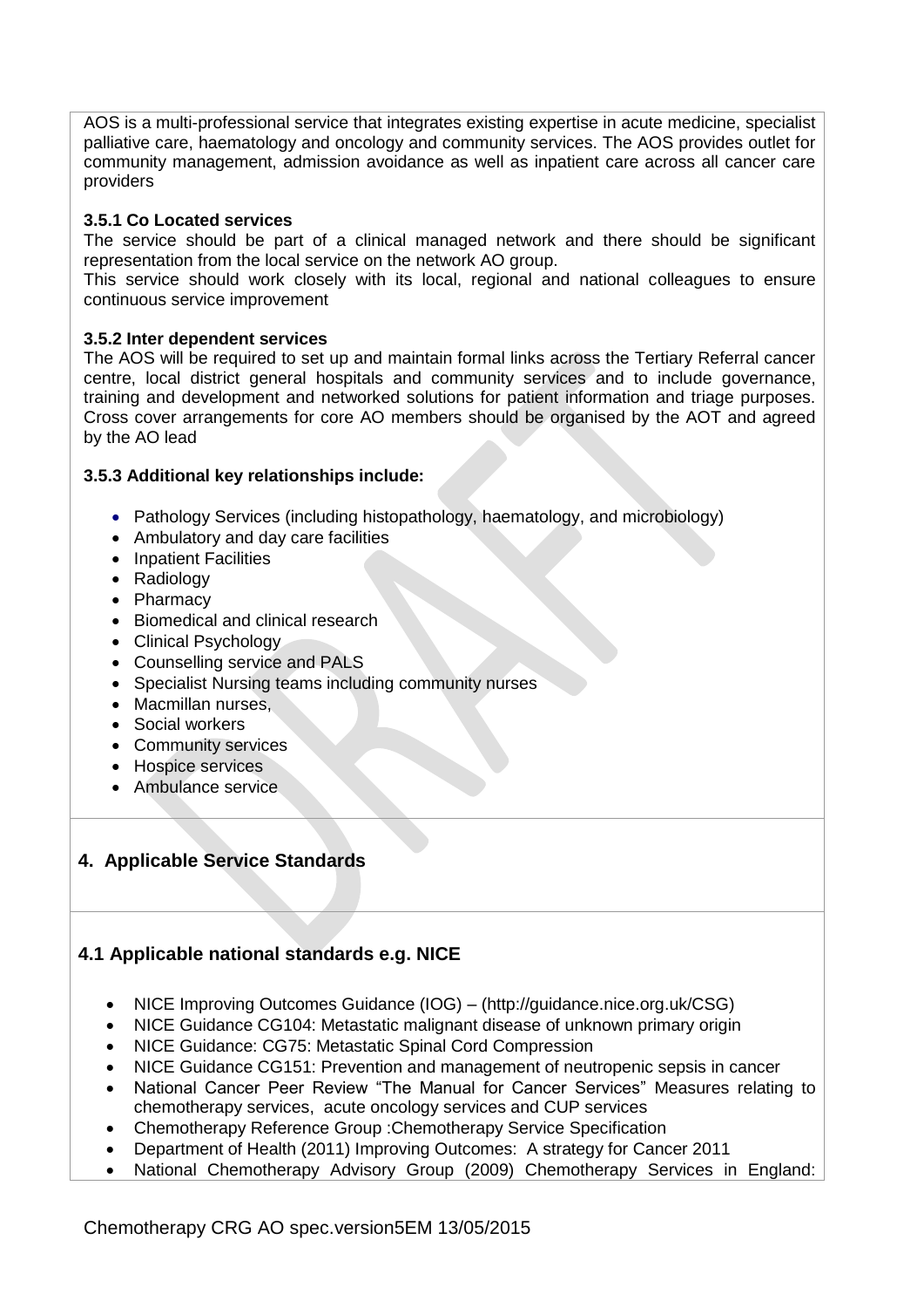AOS is a multi-professional service that integrates existing expertise in acute medicine, specialist palliative care, haematology and oncology and community services. The AOS provides outlet for community management, admission avoidance as well as inpatient care across all cancer care providers

**3.5.1 Co Located services**

The service should be part of a clinical managed network and there should be significant representation from the local service on the network AO group.

This service should work closely with its local, regional and national colleagues to ensure continuous service improvement

**3.5.2 Inter dependent services**

The AOS will be required to set up and maintain formal links across the Tertiary Referral cancer centre, local district general hospitals and community services and to include governance, training and development and networked solutions for patient information and triage purposes. Cross cover arrangements for core AO members should be organised by the AOT and agreed by the AO lead

**3.5.3 Additional key relationships include:**

- Pathology Services (including histopathology, haematology, and microbiology)
- Ambulatory and day care facilities
- Inpatient Facilities
- Radiology
- Pharmacy
- Biomedical and clinical research
- Clinical Psychology
- Counselling service and PALS
- Specialist Nursing teams including community nurses
- Macmillan nurses,
- Social workers
- Community services
- Hospice services
- Ambulance service

## 4. Applicable Service Standards

### 4.1 Applicable national standards e.g. NICE

- NICE Improving Outcomes Guidance (IOG) – (http://guidance.nice.org.uk/CSG)
- NICE Guidance CG104: Metastatic malignant disease of unknown primary origin
- NICE Guidance: CG75: Metastatic Spinal Cord Compression
- NICE Guidance CG151: Prevention and management of neutropenic sepsis in cancer
- National Cancer Peer Review "The Manual for Cancer Services" Measures relating to chemotherapy services, acute oncology services and CUP services
- Chemotherapy Reference Group :Chemotherapy Service Specification
- Department of Health (2011) Improving Outcomes: A strategy for Cancer 2011
- National Chemotherapy Advisory Group (2009) Chemotherapy Services in England: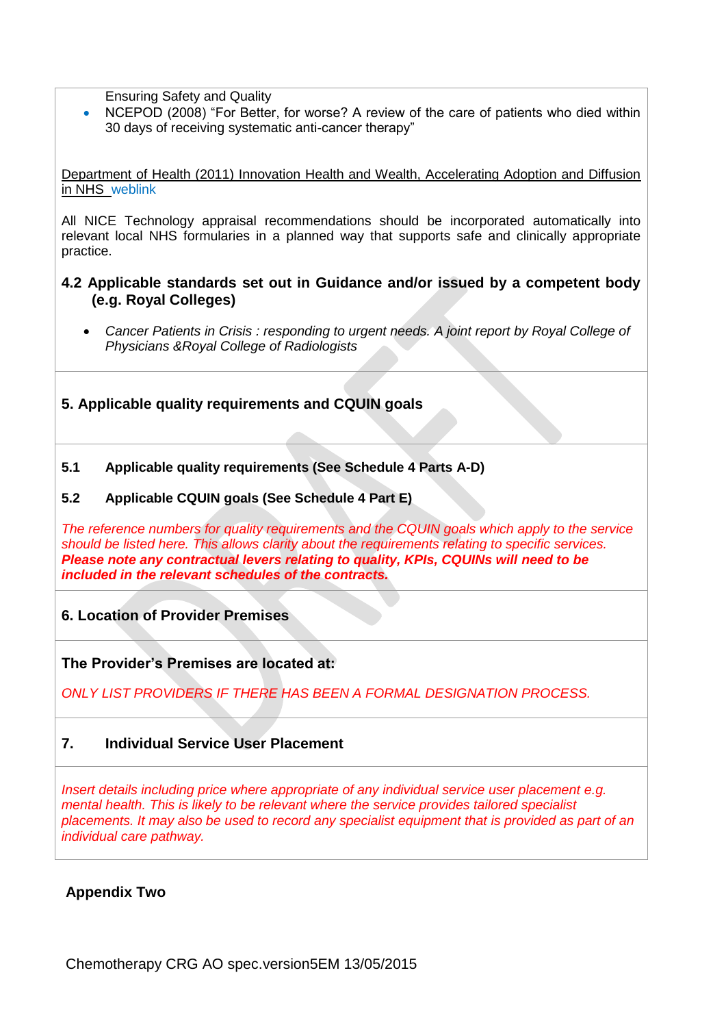Ensuring Safety and Quality

- NCEPOD (2008) "For Better, for worse? A review of the care of patients who died within 30 days of receiving systematic anti-cancer therapy"

Department of Health (2011) Innovation Health and Wealth, Accelerating Adoption and Diffusion in NHS weblink

All NICE Technology appraisal recommendations should be incorporated automatically into relevant local NHS formularies in a planned way that supports safe and clinically appropriate practice.

### 4.2 Applicable standards set out in Guidance and/or issued by a competent body (e.g. Royal Colleges)

- *Cancer Patients in Crisis : responding to urgent needs. A joint report by Royal College of Physicians &Royal College of Radiologists*

## 5. Applicable quality requirements and CQUIN goals

**5.1 Applicable quality requirements (See Schedule 4 Parts A-D)**

**5.2 Applicable CQUIN goals (See Schedule 4 Part E)**

*The reference numbers for quality requirements and the CQUIN goals which apply to the service should be listed here. This allows clarity about the requirements relating to specific services.* ***Please note any contractual levers relating to quality, KPIs, CQUINs will need to be included in the relevant schedules of the contracts.***

## 6. Location of Provider Premises

**The Provider's Premises are located at:**

*ONLY LIST PROVIDERS IF THERE HAS BEEN A FORMAL DESIGNATION PROCESS.*

## 7. Individual Service User Placement

*Insert details including price where appropriate of any individual service user placement e.g. mental health. This is likely to be relevant where the service provides tailored specialist placements. It may also be used to record any specialist equipment that is provided as part of an individual care pathway.*

## Appendix Two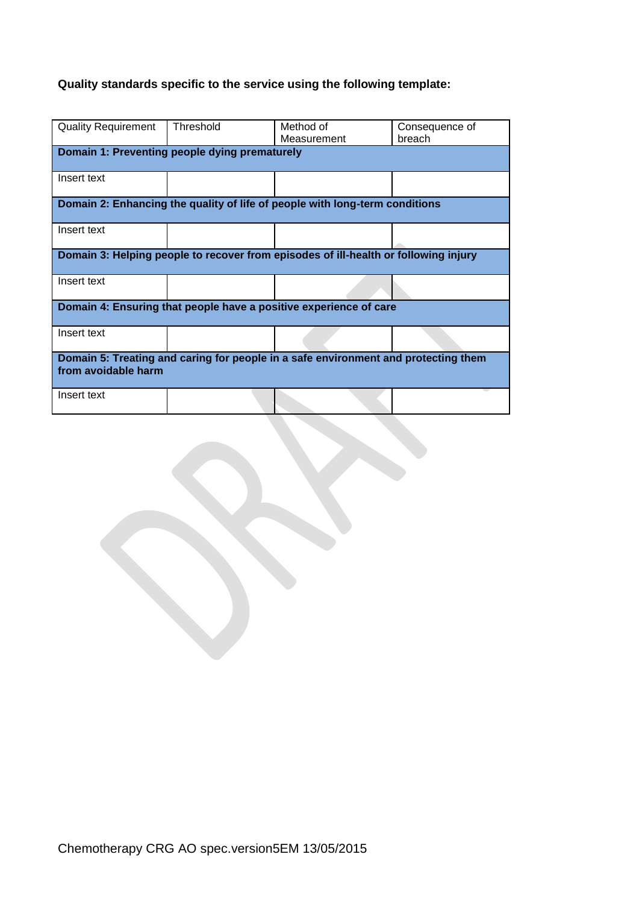**Quality standards specific to the service using the following template:**

| Quality Requirement | Threshold | Method of Measurement | Consequence of breach |
|---|---|---|---|
| **Domain 1: Preventing people dying prematurely** | | | |
| Insert text | | | |
| **Domain 2: Enhancing the quality of life of people with long-term conditions** | | | |
| Insert text | | | |
| **Domain 3: Helping people to recover from episodes of ill-health or following injury** | | | |
| Insert text | | | |
| **Domain 4: Ensuring that people have a positive experience of care** | | | |
| Insert text | | | |
| **Domain 5: Treating and caring for people in a safe environment and protecting them from avoidable harm** | | | |
| Insert text | | | |